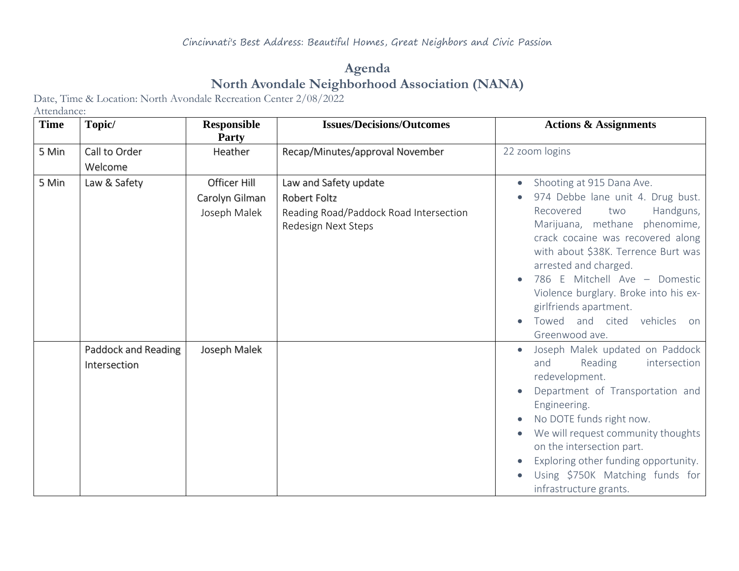Cincinnati's Best Address: Beautiful Homes, Great Neighbors and Civic Passion

# Agenda
## North Avondale Neighborhood Association (NANA)

Date, Time & Location: North Avondale Recreation Center 2/08/2022
Attendance:

| Time | Topic/ | Responsible Party | Issues/Decisions/Outcomes | Actions & Assignments |
|---|---|---|---|---|
| 5 Min | Call to Order Welcome | Heather | Recap/Minutes/approval November | 22 zoom logins |
| 5 Min | Law & Safety | Officer Hill<br>Carolyn Gilman<br>Joseph Malek | Law and Safety update<br>Robert Foltz<br>Reading Road/Paddock Road Intersection Redesign Next Steps | • Shooting at 915 Dana Ave.<br>• 974 Debbe lane unit 4. Drug bust. Recovered two Handguns, Marijuana, methane phenomime, crack cocaine was recovered along with about $38K. Terrence Burt was arrested and charged.<br>• 786 E Mitchell Ave – Domestic Violence burglary. Broke into his ex-girlfriends apartment.<br>• Towed and cited vehicles on Greenwood ave. |
| | Paddock and Reading Intersection | Joseph Malek | | • Joseph Malek updated on Paddock and Reading intersection redevelopment.<br>• Department of Transportation and Engineering.<br>• No DOTE funds right now.<br>• We will request community thoughts on the intersection part.<br>• Exploring other funding opportunity.<br>• Using $750K Matching funds for infrastructure grants. |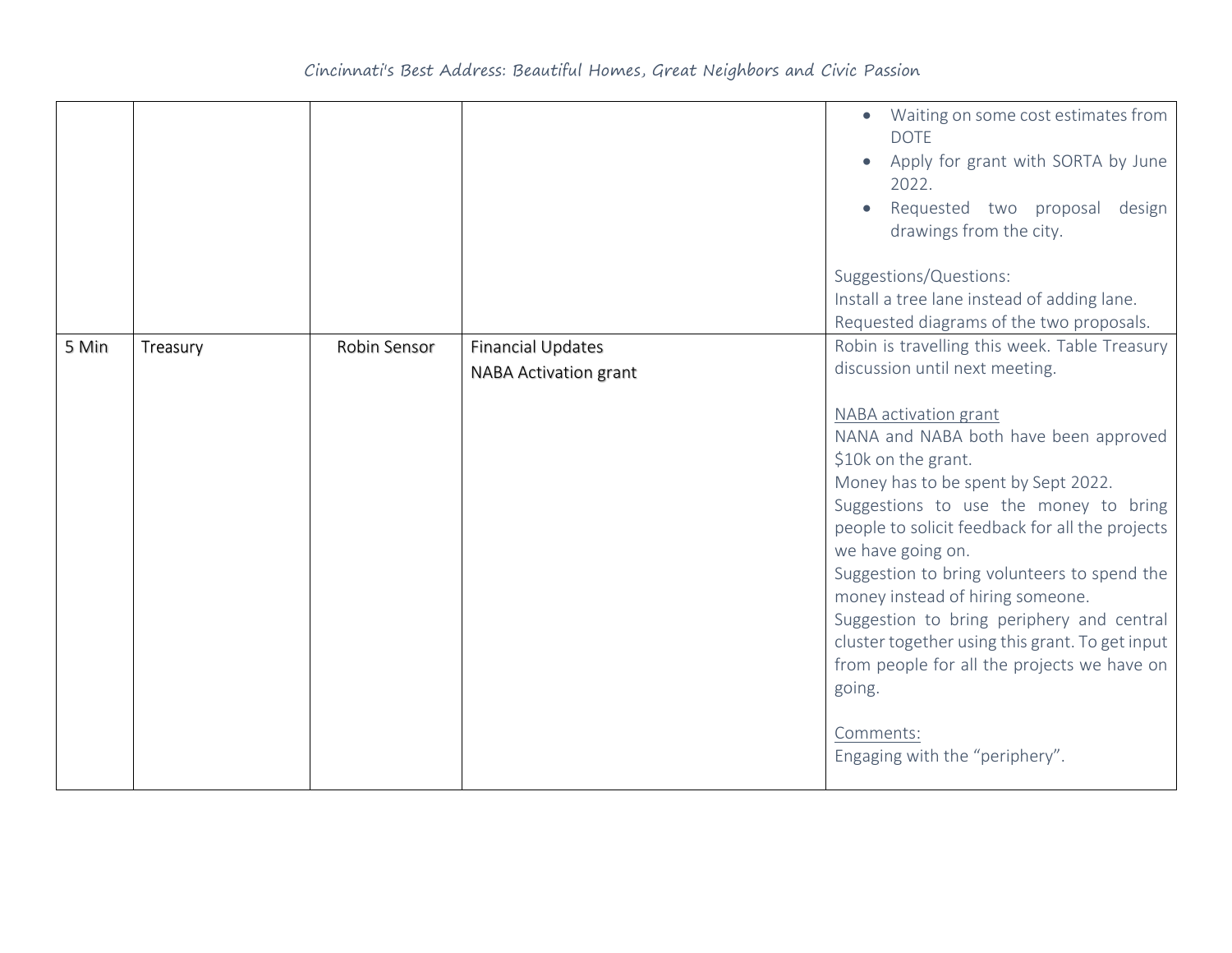| | | | | |
|---|---|---|---|---|
| | | | | • Waiting on some cost estimates from DOTE<br>• Apply for grant with SORTA by June 2022.<br>• Requested two proposal design drawings from the city.<br><br>Suggestions/Questions:<br>Install a tree lane instead of adding lane.<br>Requested diagrams of the two proposals. |
| 5 Min | Treasury | Robin Sensor | Financial Updates<br>NABA Activation grant | Robin is travelling this week. Table Treasury discussion until next meeting.<br><br><u>NABA activation grant</u><br>NANA and NABA both have been approved $10k on the grant.<br>Money has to be spent by Sept 2022.<br>Suggestions to use the money to bring people to solicit feedback for all the projects we have going on.<br>Suggestion to bring volunteers to spend the money instead of hiring someone.<br>Suggestion to bring periphery and central cluster together using this grant. To get input from people for all the projects we have on going.<br><br><u>Comments:</u><br>Engaging with the "periphery". |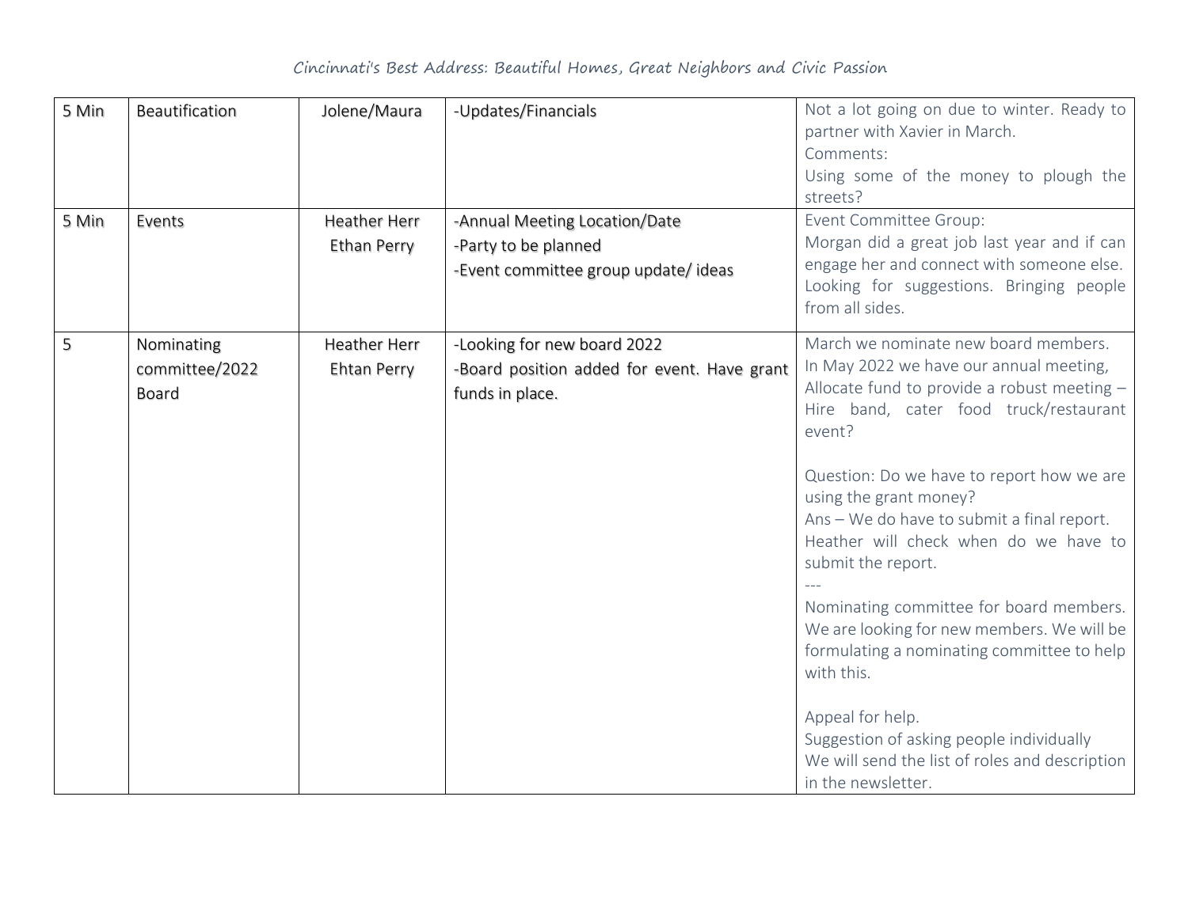| 5 Min | Beautification | Jolene/Maura | -Updates/Financials | Not a lot going on due to winter. Ready to partner with Xavier in March.<br>Comments:<br>Using some of the money to plough the streets? |
|---|---|---|---|---|
| 5 Min | Events | Heather Herr<br>Ethan Perry | -Annual Meeting Location/Date<br>-Party to be planned<br>-Event committee group update/ ideas | Event Committee Group:<br>Morgan did a great job last year and if can engage her and connect with someone else. Looking for suggestions. Bringing people from all sides. |
| 5 | Nominating committee/2022 Board | Heather Herr<br>Ehtan Perry | -Looking for new board 2022<br>-Board position added for event. Have grant funds in place. | March we nominate new board members.<br>In May 2022 we have our annual meeting,<br>Allocate fund to provide a robust meeting – Hire band, cater food truck/restaurant event?<br><br>Question: Do we have to report how we are using the grant money?<br>Ans – We do have to submit a final report. Heather will check when do we have to submit the report.<br>---<br>Nominating committee for board members. We are looking for new members. We will be formulating a nominating committee to help with this.<br><br>Appeal for help.<br>Suggestion of asking people individually<br>We will send the list of roles and description in the newsletter. |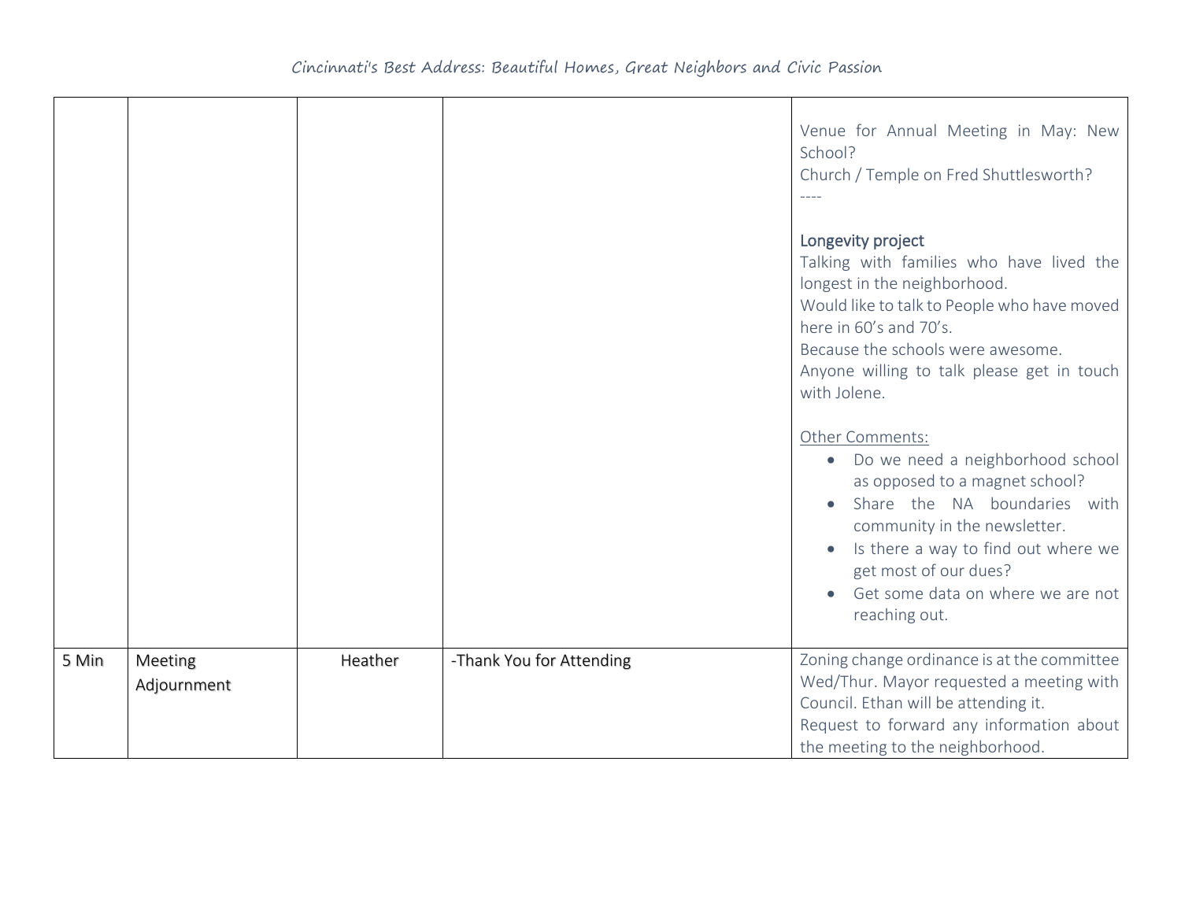| | | | | |
|---|---|---|---|---|
| | | | | Venue for Annual Meeting in May: New School?<br>Church / Temple on Fred Shuttlesworth?<br>----<br><br>**Longevity project**<br>Talking with families who have lived the longest in the neighborhood.<br>Would like to talk to People who have moved here in 60's and 70's.<br>Because the schools were awesome.<br>Anyone willing to talk please get in touch with Jolene.<br><br>Other Comments:<br>• Do we need a neighborhood school as opposed to a magnet school?<br>• Share the NA boundaries with community in the newsletter.<br>• Is there a way to find out where we get most of our dues?<br>• Get some data on where we are not reaching out. |
| 5 Min | Meeting Adjournment | Heather | -Thank You for Attending | Zoning change ordinance is at the committee Wed/Thur. Mayor requested a meeting with Council. Ethan will be attending it.<br>Request to forward any information about the meeting to the neighborhood. |